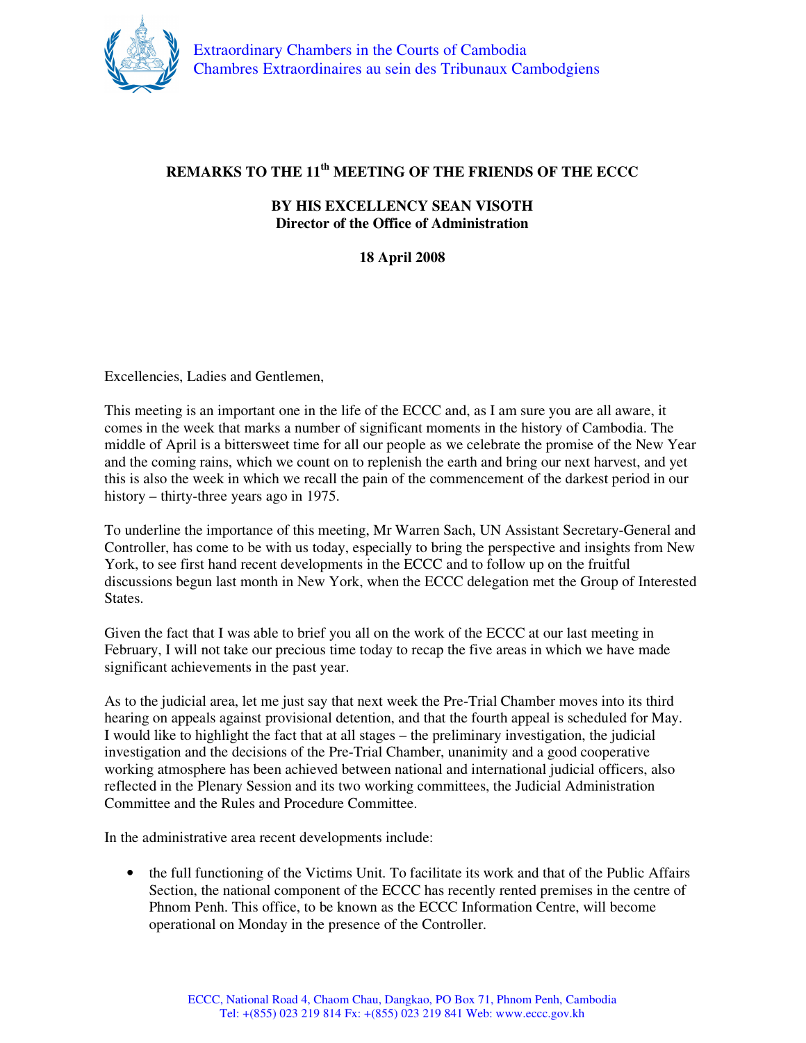Extraordinary Chambers in the Courts of Cambodia
Chambres Extraordinaires au sein des Tribunaux Cambodgiens

# REMARKS TO THE 11th MEETING OF THE FRIENDS OF THE ECCC

## BY HIS EXCELLENCY SEAN VISOTH
**Director of the Office of Administration**

**18 April 2008**

Excellencies, Ladies and Gentlemen,

This meeting is an important one in the life of the ECCC and, as I am sure you are all aware, it comes in the week that marks a number of significant moments in the history of Cambodia. The middle of April is a bittersweet time for all our people as we celebrate the promise of the New Year and the coming rains, which we count on to replenish the earth and bring our next harvest, and yet this is also the week in which we recall the pain of the commencement of the darkest period in our history – thirty-three years ago in 1975.

To underline the importance of this meeting, Mr Warren Sach, UN Assistant Secretary-General and Controller, has come to be with us today, especially to bring the perspective and insights from New York, to see first hand recent developments in the ECCC and to follow up on the fruitful discussions begun last month in New York, when the ECCC delegation met the Group of Interested States.

Given the fact that I was able to brief you all on the work of the ECCC at our last meeting in February, I will not take our precious time today to recap the five areas in which we have made significant achievements in the past year.

As to the judicial area, let me just say that next week the Pre-Trial Chamber moves into its third hearing on appeals against provisional detention, and that the fourth appeal is scheduled for May. I would like to highlight the fact that at all stages – the preliminary investigation, the judicial investigation and the decisions of the Pre-Trial Chamber, unanimity and a good cooperative working atmosphere has been achieved between national and international judicial officers, also reflected in the Plenary Session and its two working committees, the Judicial Administration Committee and the Rules and Procedure Committee.

In the administrative area recent developments include:

- the full functioning of the Victims Unit. To facilitate its work and that of the Public Affairs Section, the national component of the ECCC has recently rented premises in the centre of Phnom Penh. This office, to be known as the ECCC Information Centre, will become operational on Monday in the presence of the Controller.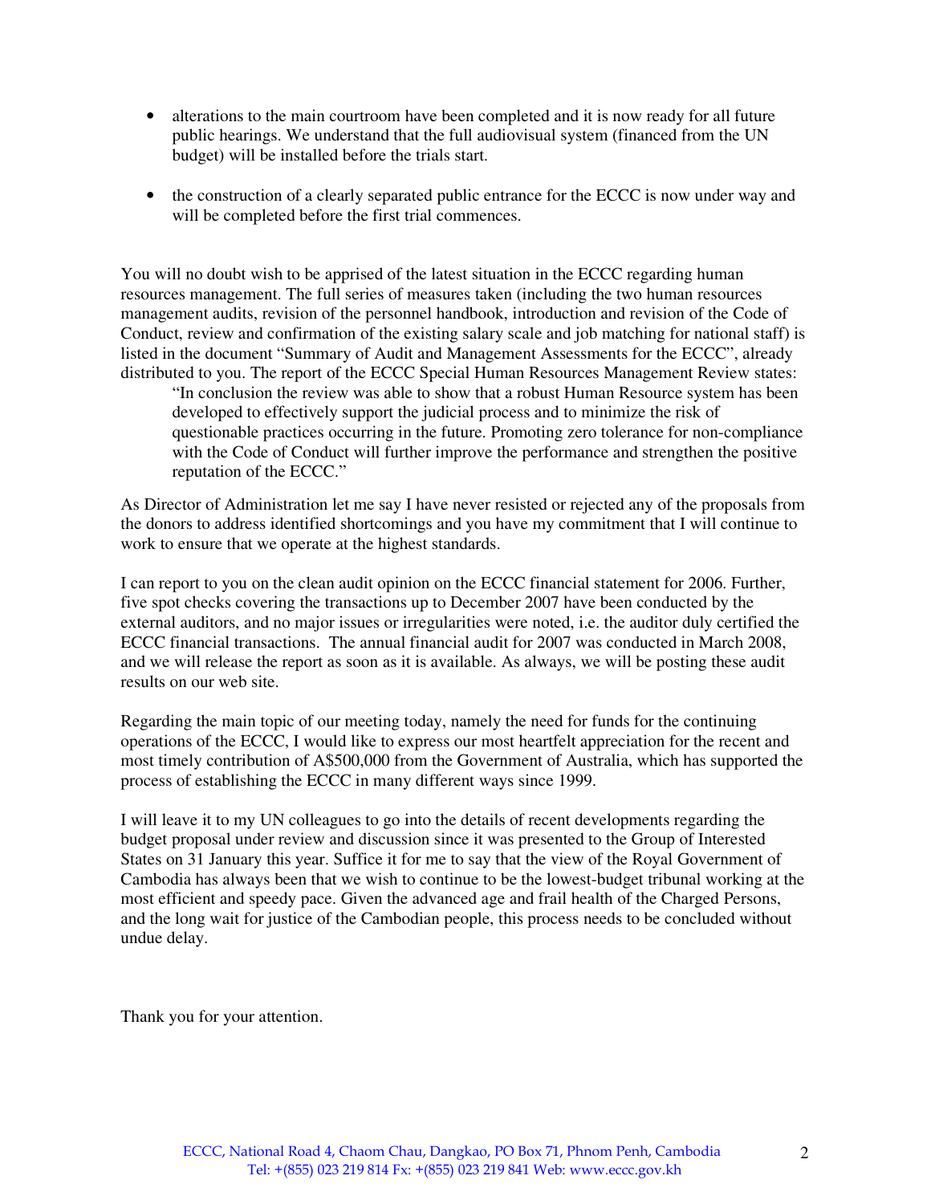- alterations to the main courtroom have been completed and it is now ready for all future public hearings. We understand that the full audiovisual system (financed from the UN budget) will be installed before the trials start.

- the construction of a clearly separated public entrance for the ECCC is now under way and will be completed before the first trial commences.

You will no doubt wish to be apprised of the latest situation in the ECCC regarding human resources management. The full series of measures taken (including the two human resources management audits, revision of the personnel handbook, introduction and revision of the Code of Conduct, review and confirmation of the existing salary scale and job matching for national staff) is listed in the document "Summary of Audit and Management Assessments for the ECCC", already distributed to you. The report of the ECCC Special Human Resources Management Review states:

> "In conclusion the review was able to show that a robust Human Resource system has been developed to effectively support the judicial process and to minimize the risk of questionable practices occurring in the future. Promoting zero tolerance for non-compliance with the Code of Conduct will further improve the performance and strengthen the positive reputation of the ECCC."

As Director of Administration let me say I have never resisted or rejected any of the proposals from the donors to address identified shortcomings and you have my commitment that I will continue to work to ensure that we operate at the highest standards.

I can report to you on the clean audit opinion on the ECCC financial statement for 2006. Further, five spot checks covering the transactions up to December 2007 have been conducted by the external auditors, and no major issues or irregularities were noted, i.e. the auditor duly certified the ECCC financial transactions. The annual financial audit for 2007 was conducted in March 2008, and we will release the report as soon as it is available. As always, we will be posting these audit results on our web site.

Regarding the main topic of our meeting today, namely the need for funds for the continuing operations of the ECCC, I would like to express our most heartfelt appreciation for the recent and most timely contribution of A$500,000 from the Government of Australia, which has supported the process of establishing the ECCC in many different ways since 1999.

I will leave it to my UN colleagues to go into the details of recent developments regarding the budget proposal under review and discussion since it was presented to the Group of Interested States on 31 January this year. Suffice it for me to say that the view of the Royal Government of Cambodia has always been that we wish to continue to be the lowest-budget tribunal working at the most efficient and speedy pace. Given the advanced age and frail health of the Charged Persons, and the long wait for justice of the Cambodian people, this process needs to be concluded without undue delay.

Thank you for your attention.